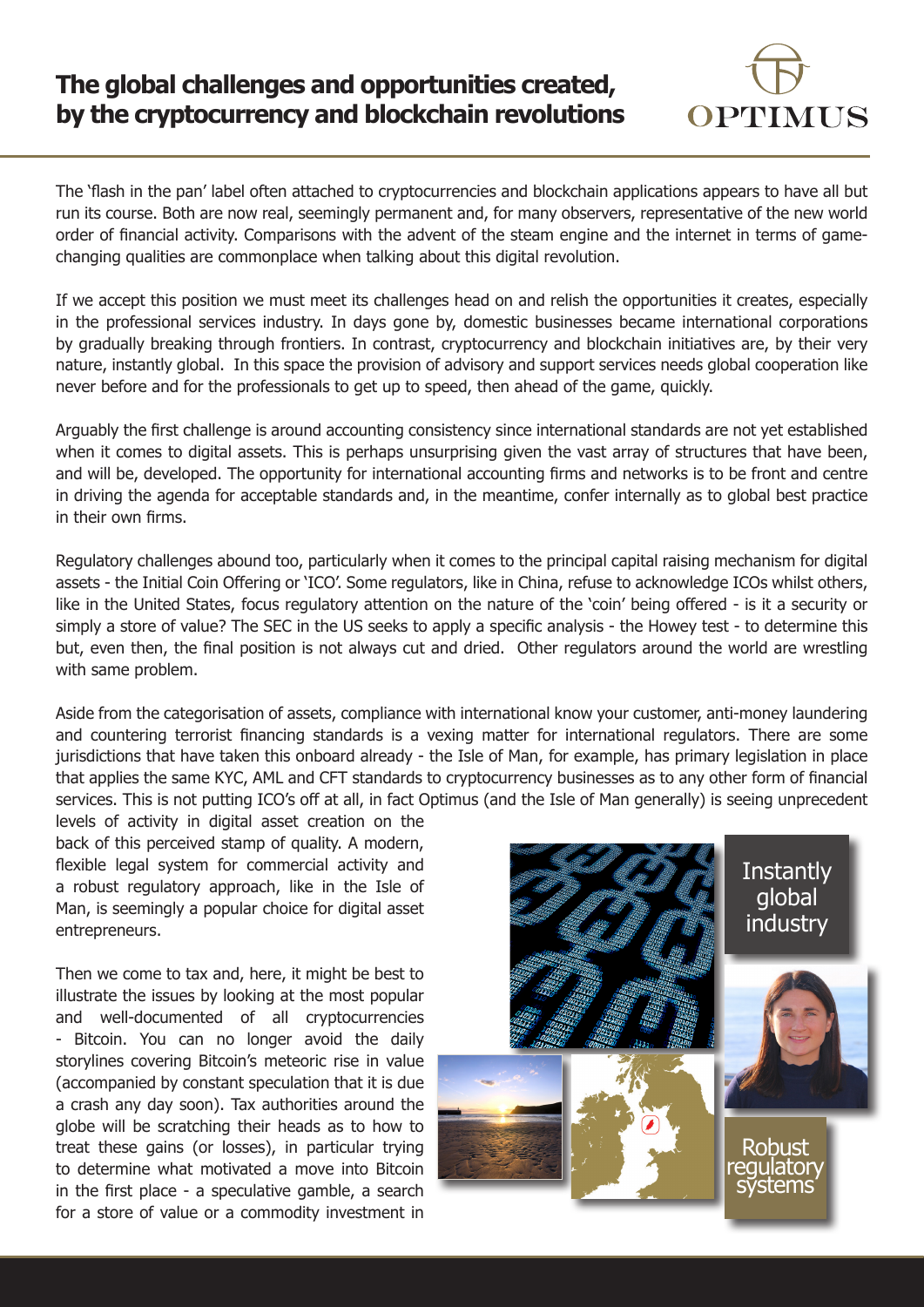# The global challenges and opportunities created, by the cryptocurrency and blockchain revolutions

The 'flash in the pan' label often attached to cryptocurrencies and blockchain applications appears to have all but run its course. Both are now real, seemingly permanent and, for many observers, representative of the new world order of financial activity. Comparisons with the advent of the steam engine and the internet in terms of game-changing qualities are commonplace when talking about this digital revolution.

If we accept this position we must meet its challenges head on and relish the opportunities it creates, especially in the professional services industry. In days gone by, domestic businesses became international corporations by gradually breaking through frontiers. In contrast, cryptocurrency and blockchain initiatives are, by their very nature, instantly global. In this space the provision of advisory and support services needs global cooperation like never before and for the professionals to get up to speed, then ahead of the game, quickly.

Arguably the first challenge is around accounting consistency since international standards are not yet established when it comes to digital assets. This is perhaps unsurprising given the vast array of structures that have been, and will be, developed. The opportunity for international accounting firms and networks is to be front and centre in driving the agenda for acceptable standards and, in the meantime, confer internally as to global best practice in their own firms.

Regulatory challenges abound too, particularly when it comes to the principal capital raising mechanism for digital assets - the Initial Coin Offering or 'ICO'. Some regulators, like in China, refuse to acknowledge ICOs whilst others, like in the United States, focus regulatory attention on the nature of the 'coin' being offered - is it a security or simply a store of value? The SEC in the US seeks to apply a specific analysis - the Howey test - to determine this but, even then, the final position is not always cut and dried. Other regulators around the world are wrestling with same problem.

Aside from the categorisation of assets, compliance with international know your customer, anti-money laundering and countering terrorist financing standards is a vexing matter for international regulators. There are some jurisdictions that have taken this onboard already - the Isle of Man, for example, has primary legislation in place that applies the same KYC, AML and CFT standards to cryptocurrency businesses as to any other form of financial services. This is not putting ICO's off at all, in fact Optimus (and the Isle of Man generally) is seeing unprecedent levels of activity in digital asset creation on the back of this perceived stamp of quality. A modern, flexible legal system for commercial activity and a robust regulatory approach, like in the Isle of Man, is seemingly a popular choice for digital asset entrepreneurs.

Then we come to tax and, here, it might be best to illustrate the issues by looking at the most popular and well-documented of all cryptocurrencies - Bitcoin. You can no longer avoid the daily storylines covering Bitcoin's meteoric rise in value (accompanied by constant speculation that it is due a crash any day soon). Tax authorities around the globe will be scratching their heads as to how to treat these gains (or losses), in particular trying to determine what motivated a move into Bitcoin in the first place - a speculative gamble, a search for a store of value or a commodity investment in

Instantly global industry

Robust regulatory systems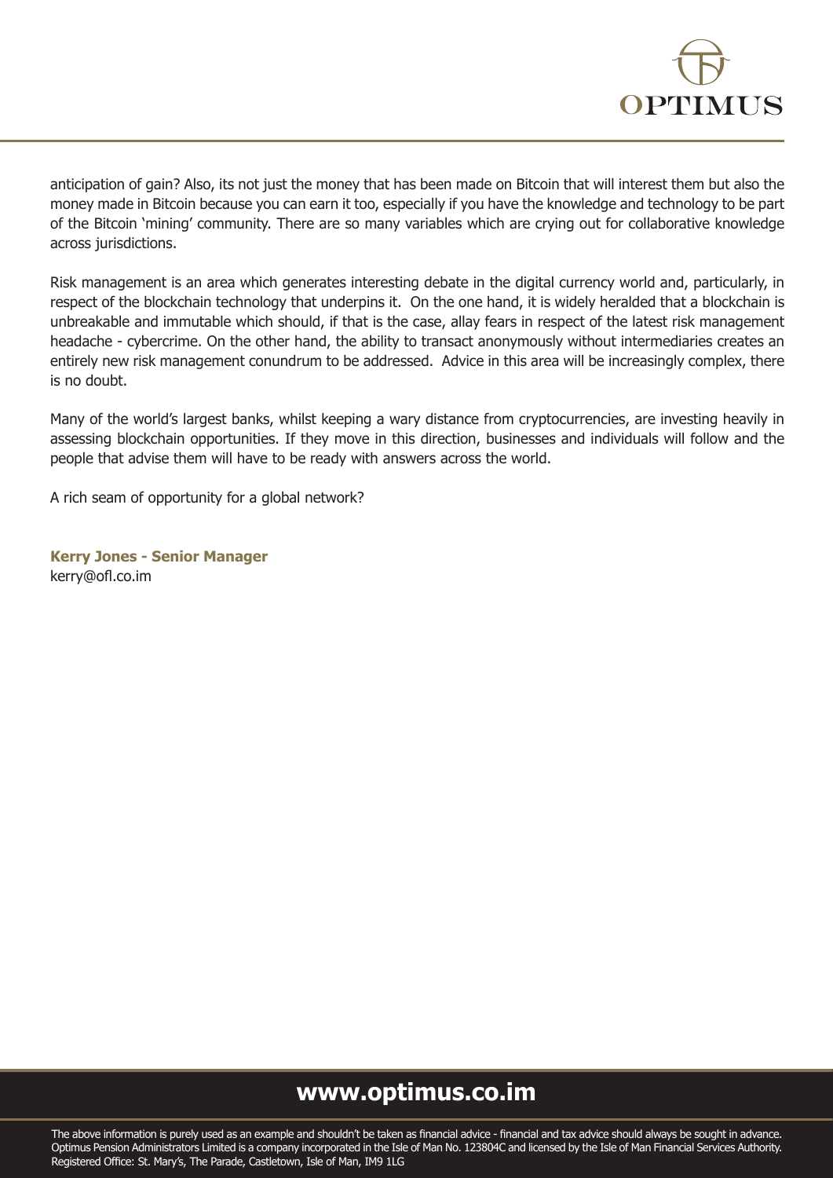anticipation of gain? Also, its not just the money that has been made on Bitcoin that will interest them but also the money made in Bitcoin because you can earn it too, especially if you have the knowledge and technology to be part of the Bitcoin 'mining' community. There are so many variables which are crying out for collaborative knowledge across jurisdictions.

Risk management is an area which generates interesting debate in the digital currency world and, particularly, in respect of the blockchain technology that underpins it. On the one hand, it is widely heralded that a blockchain is unbreakable and immutable which should, if that is the case, allay fears in respect of the latest risk management headache - cybercrime. On the other hand, the ability to transact anonymously without intermediaries creates an entirely new risk management conundrum to be addressed. Advice in this area will be increasingly complex, there is no doubt.

Many of the world's largest banks, whilst keeping a wary distance from cryptocurrencies, are investing heavily in assessing blockchain opportunities. If they move in this direction, businesses and individuals will follow and the people that advise them will have to be ready with answers across the world.

A rich seam of opportunity for a global network?

**Kerry Jones - Senior Manager**
kerry@ofl.co.im

**www.optimus.co.im**

The above information is purely used as an example and shouldn't be taken as financial advice - financial and tax advice should always be sought in advance. Optimus Pension Administrators Limited is a company incorporated in the Isle of Man No. 123804C and licensed by the Isle of Man Financial Services Authority. Registered Office: St. Mary's, The Parade, Castletown, Isle of Man, IM9 1LG